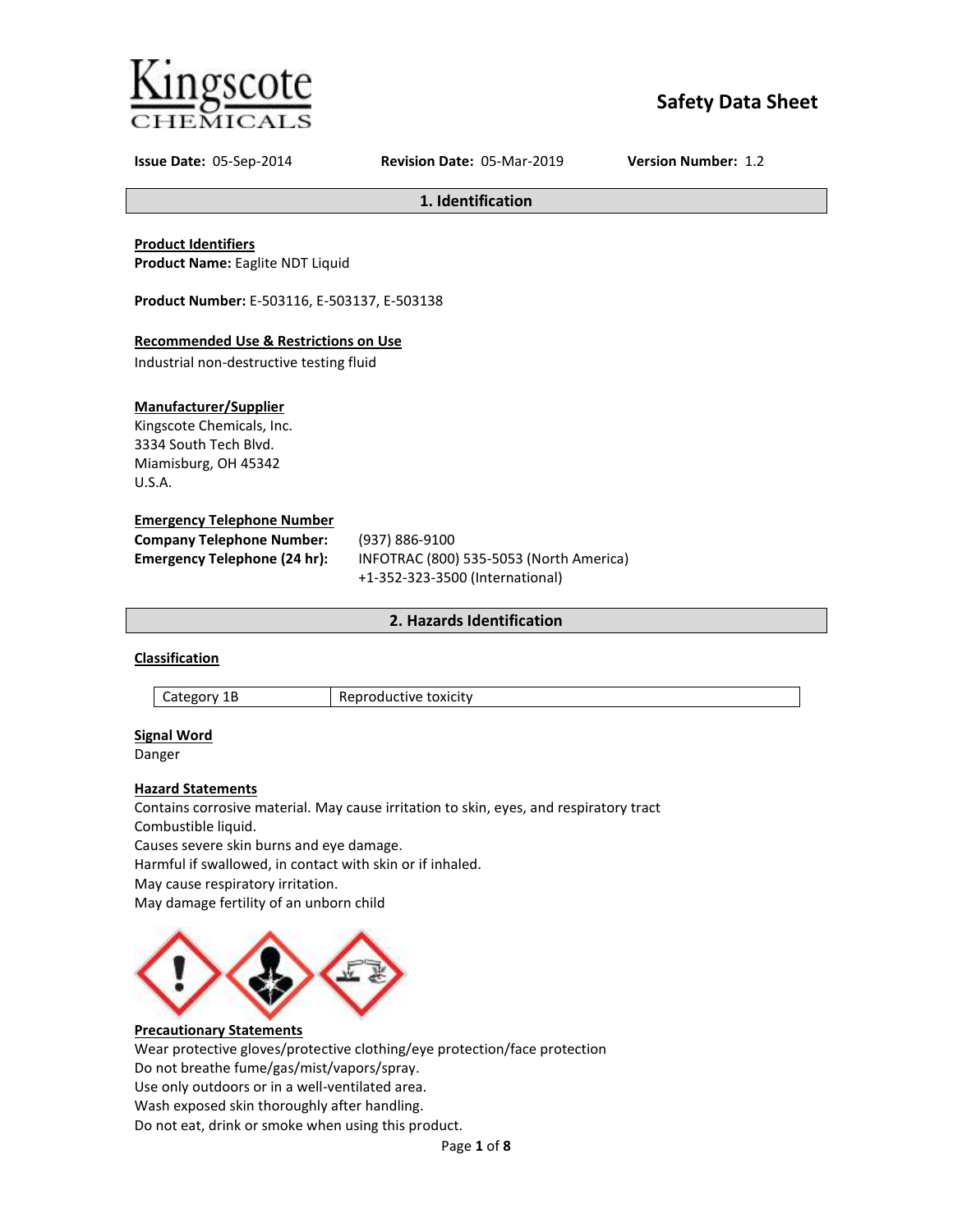Kingscote CHEMICALS

# Safety Data Sheet

**Issue Date:** 05-Sep-2014 **Revision Date:** 05-Mar-2019 **Version Number:** 1.2

## 1. Identification

**Product Identifiers**
**Product Name:** Eaglite NDT Liquid

**Product Number:** E-503116, E-503137, E-503138

**Recommended Use & Restrictions on Use**
Industrial non-destructive testing fluid

**Manufacturer/Supplier**
Kingscote Chemicals, Inc.
3334 South Tech Blvd.
Miamisburg, OH 45342
U.S.A.

**Emergency Telephone Number**

**Company Telephone Number:** (937) 886-9100
**Emergency Telephone (24 hr):** INFOTRAC (800) 535-5053 (North America)
+1-352-323-3500 (International)

## 2. Hazards Identification

**Classification**

| Category 1B | Reproductive toxicity |
|---|---|

**Signal Word**
Danger

**Hazard Statements**
Contains corrosive material. May cause irritation to skin, eyes, and respiratory tract
Combustible liquid.
Causes severe skin burns and eye damage.
Harmful if swallowed, in contact with skin or if inhaled.
May cause respiratory irritation.
May damage fertility of an unborn child

**Precautionary Statements**
Wear protective gloves/protective clothing/eye protection/face protection
Do not breathe fume/gas/mist/vapors/spray.
Use only outdoors or in a well-ventilated area.
Wash exposed skin thoroughly after handling.
Do not eat, drink or smoke when using this product.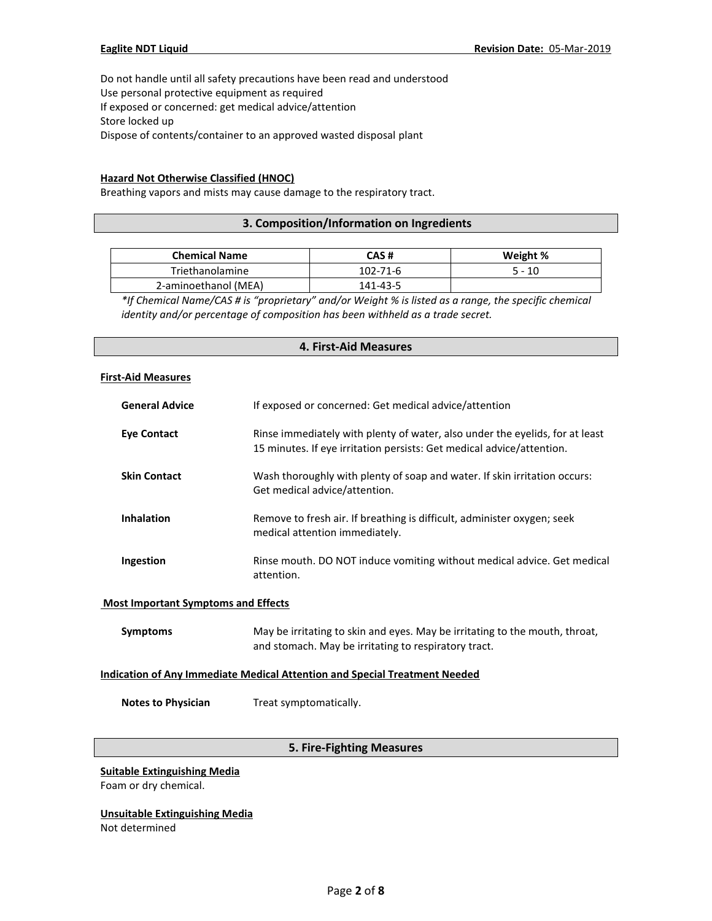Do not handle until all safety precautions have been read and understood
Use personal protective equipment as required
If exposed or concerned: get medical advice/attention
Store locked up
Dispose of contents/container to an approved wasted disposal plant

**Hazard Not Otherwise Classified (HNOC)**
Breathing vapors and mists may cause damage to the respiratory tract.

## 3. Composition/Information on Ingredients

| Chemical Name | CAS # | Weight % |
|---|---|---|
| Triethanolamine | 102-71-6 | 5 - 10 |
| 2-aminoethanol (MEA) | 141-43-5 | |

*\*If Chemical Name/CAS # is "proprietary" and/or Weight % is listed as a range, the specific chemical identity and/or percentage of composition has been withheld as a trade secret.*

## 4. First-Aid Measures

**First-Aid Measures**

**General Advice** If exposed or concerned: Get medical advice/attention

**Eye Contact** Rinse immediately with plenty of water, also under the eyelids, for at least 15 minutes. If eye irritation persists: Get medical advice/attention.

**Skin Contact** Wash thoroughly with plenty of soap and water. If skin irritation occurs: Get medical advice/attention.

**Inhalation** Remove to fresh air. If breathing is difficult, administer oxygen; seek medical attention immediately.

**Ingestion** Rinse mouth. DO NOT induce vomiting without medical advice. Get medical attention.

**Most Important Symptoms and Effects**

**Symptoms** May be irritating to skin and eyes. May be irritating to the mouth, throat, and stomach. May be irritating to respiratory tract.

**Indication of Any Immediate Medical Attention and Special Treatment Needed**

**Notes to Physician** Treat symptomatically.

## 5. Fire-Fighting Measures

**Suitable Extinguishing Media**
Foam or dry chemical.

**Unsuitable Extinguishing Media**
Not determined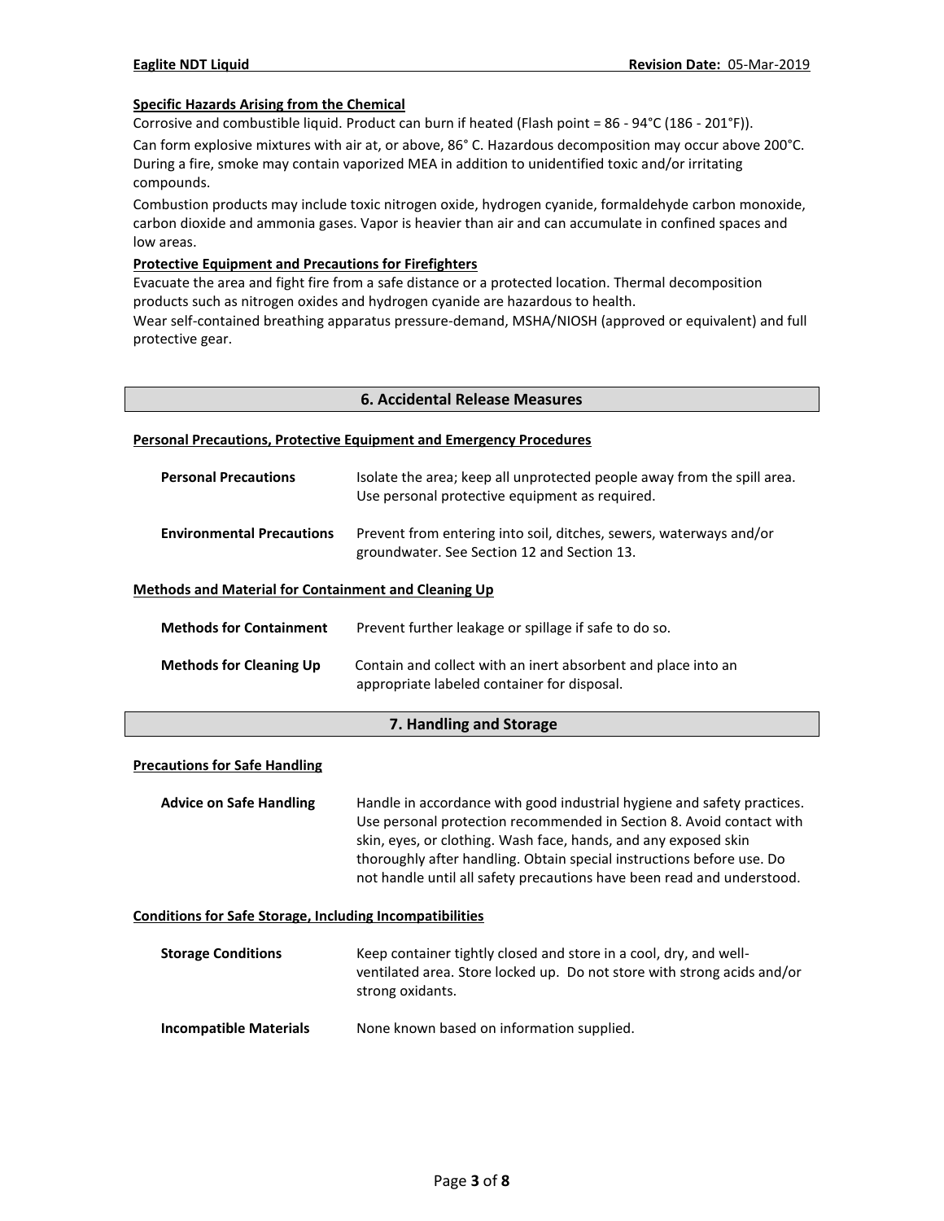**Specific Hazards Arising from the Chemical**

Corrosive and combustible liquid. Product can burn if heated (Flash point = 86 - 94°C (186 - 201°F)).

Can form explosive mixtures with air at, or above, 86° C. Hazardous decomposition may occur above 200°C. During a fire, smoke may contain vaporized MEA in addition to unidentified toxic and/or irritating compounds.

Combustion products may include toxic nitrogen oxide, hydrogen cyanide, formaldehyde carbon monoxide, carbon dioxide and ammonia gases. Vapor is heavier than air and can accumulate in confined spaces and low areas.

**Protective Equipment and Precautions for Firefighters**

Evacuate the area and fight fire from a safe distance or a protected location. Thermal decomposition products such as nitrogen oxides and hydrogen cyanide are hazardous to health.

Wear self-contained breathing apparatus pressure-demand, MSHA/NIOSH (approved or equivalent) and full protective gear.

## 6. Accidental Release Measures

**Personal Precautions, Protective Equipment and Emergency Procedures**

| | |
|---|---|
| **Personal Precautions** | Isolate the area; keep all unprotected people away from the spill area. Use personal protective equipment as required. |
| **Environmental Precautions** | Prevent from entering into soil, ditches, sewers, waterways and/or groundwater. See Section 12 and Section 13. |

**Methods and Material for Containment and Cleaning Up**

| | |
|---|---|
| **Methods for Containment** | Prevent further leakage or spillage if safe to do so. |
| **Methods for Cleaning Up** | Contain and collect with an inert absorbent and place into an appropriate labeled container for disposal. |

## 7. Handling and Storage

**Precautions for Safe Handling**

| | |
|---|---|
| **Advice on Safe Handling** | Handle in accordance with good industrial hygiene and safety practices. Use personal protection recommended in Section 8. Avoid contact with skin, eyes, or clothing. Wash face, hands, and any exposed skin thoroughly after handling. Obtain special instructions before use. Do not handle until all safety precautions have been read and understood. |

**Conditions for Safe Storage, Including Incompatibilities**

| | |
|---|---|
| **Storage Conditions** | Keep container tightly closed and store in a cool, dry, and well-ventilated area. Store locked up. Do not store with strong acids and/or strong oxidants. |
| **Incompatible Materials** | None known based on information supplied. |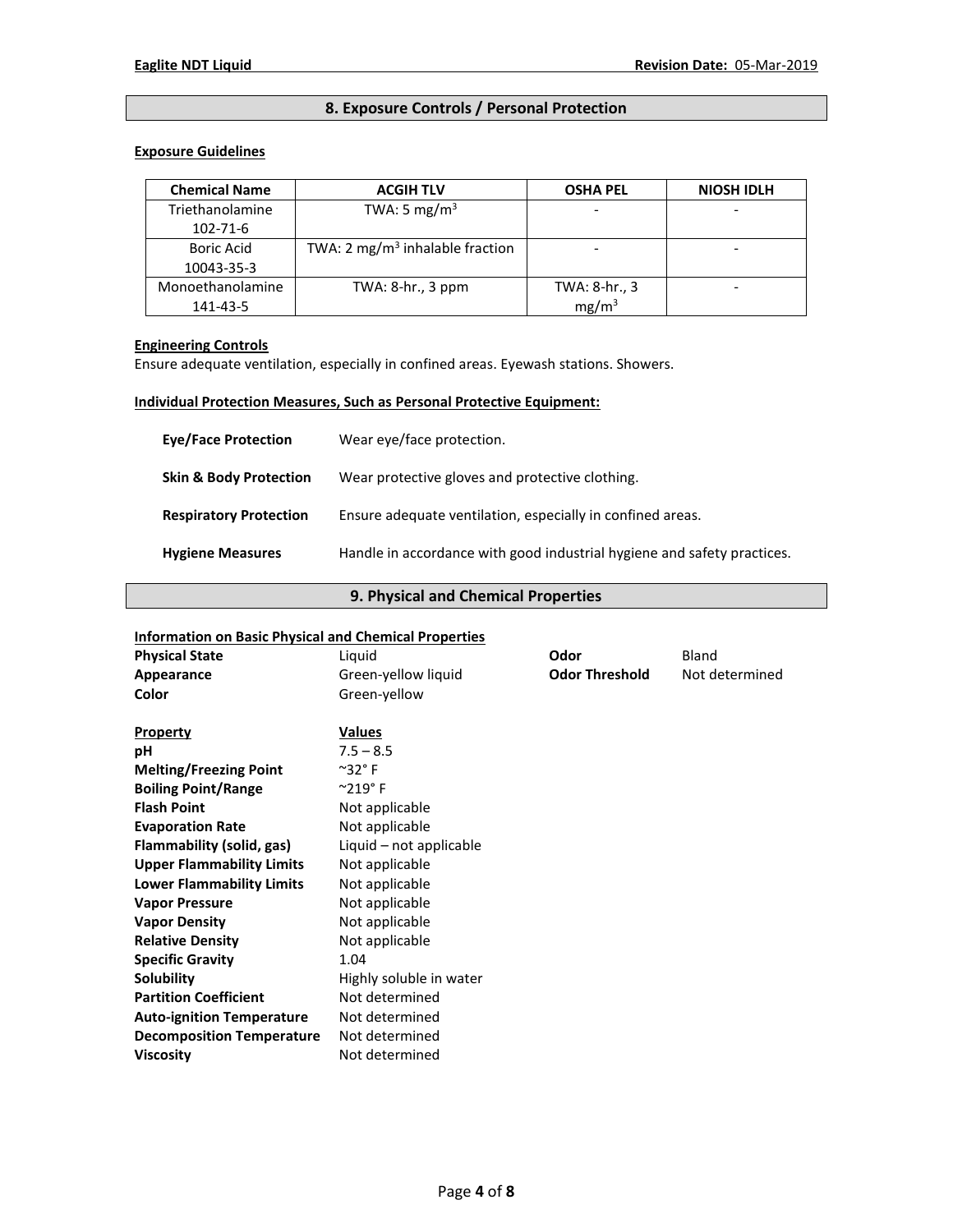## 8. Exposure Controls / Personal Protection

### Exposure Guidelines

| Chemical Name | ACGIH TLV | OSHA PEL | NIOSH IDLH |
|---|---|---|---|
| Triethanolamine 102-71-6 | TWA: 5 mg/m$^3$ | - | - |
| Boric Acid 10043-35-3 | TWA: 2 mg/m$^3$ inhalable fraction | - | - |
| Monoethanolamine 141-43-5 | TWA: 8-hr., 3 ppm | TWA: 8-hr., 3 mg/m$^3$ | - |

### Engineering Controls

Ensure adequate ventilation, especially in confined areas. Eyewash stations. Showers.

### Individual Protection Measures, Such as Personal Protective Equipment:

**Eye/Face Protection** Wear eye/face protection.

**Skin & Body Protection** Wear protective gloves and protective clothing.

**Respiratory Protection** Ensure adequate ventilation, especially in confined areas.

**Hygiene Measures** Handle in accordance with good industrial hygiene and safety practices.

## 9. Physical and Chemical Properties

### Information on Basic Physical and Chemical Properties

**Physical State** Liquid
**Appearance** Green-yellow liquid
**Color** Green-yellow
**Odor** Bland
**Odor Threshold** Not determined

| Property | Values |
|---|---|
| **pH** | 7.5 – 8.5 |
| **Melting/Freezing Point** | ~32° F |
| **Boiling Point/Range** | ~219° F |
| **Flash Point** | Not applicable |
| **Evaporation Rate** | Not applicable |
| **Flammability (solid, gas)** | Liquid – not applicable |
| **Upper Flammability Limits** | Not applicable |
| **Lower Flammability Limits** | Not applicable |
| **Vapor Pressure** | Not applicable |
| **Vapor Density** | Not applicable |
| **Relative Density** | Not applicable |
| **Specific Gravity** | 1.04 |
| **Solubility** | Highly soluble in water |
| **Partition Coefficient** | Not determined |
| **Auto-ignition Temperature** | Not determined |
| **Decomposition Temperature** | Not determined |
| **Viscosity** | Not determined |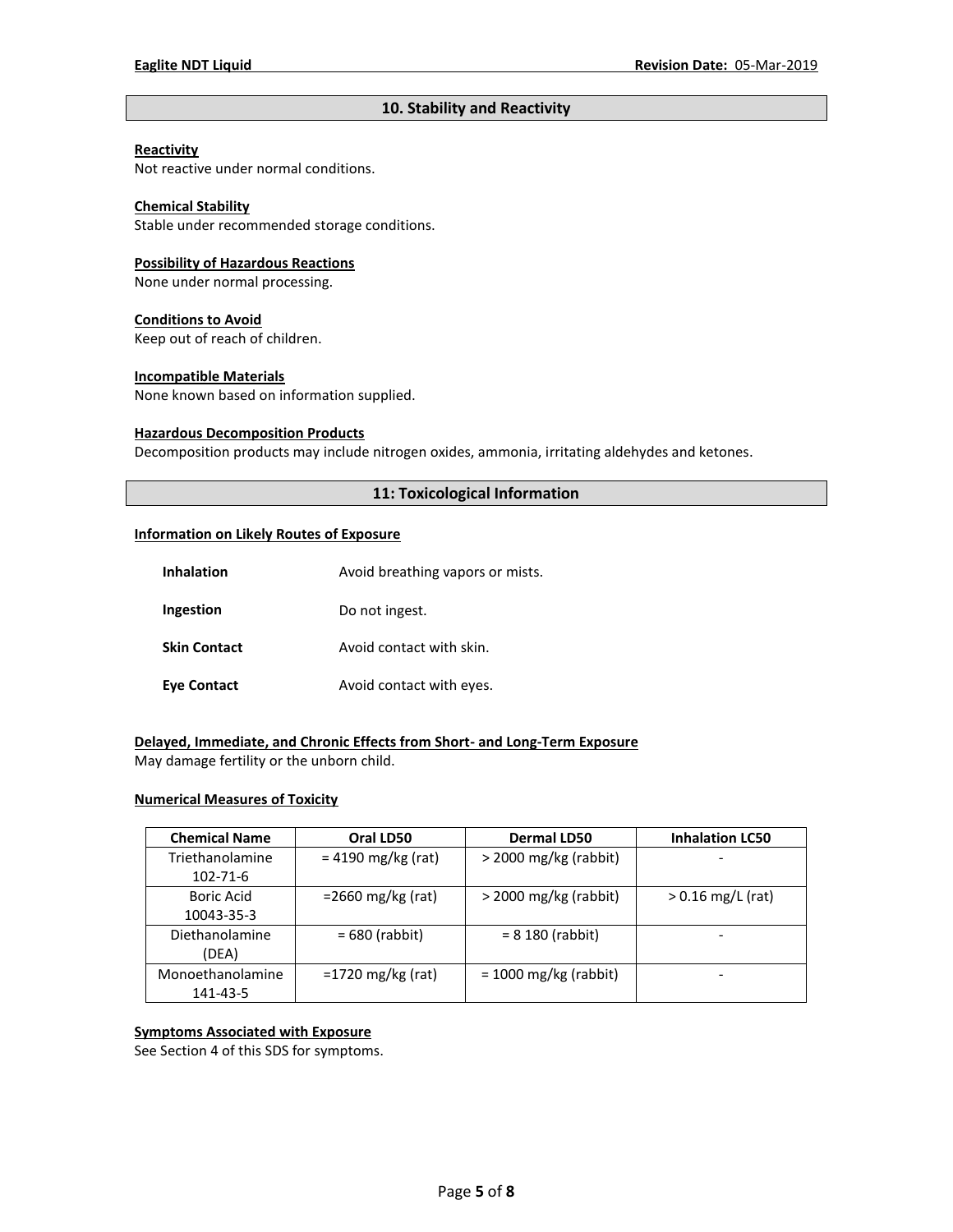## 10. Stability and Reactivity

**Reactivity**
Not reactive under normal conditions.

**Chemical Stability**
Stable under recommended storage conditions.

**Possibility of Hazardous Reactions**
None under normal processing.

**Conditions to Avoid**
Keep out of reach of children.

**Incompatible Materials**
None known based on information supplied.

**Hazardous Decomposition Products**
Decomposition products may include nitrogen oxides, ammonia, irritating aldehydes and ketones.

## 11: Toxicological Information

**Information on Likely Routes of Exposure**

| | |
|---|---|
| **Inhalation** | Avoid breathing vapors or mists. |
| **Ingestion** | Do not ingest. |
| **Skin Contact** | Avoid contact with skin. |
| **Eye Contact** | Avoid contact with eyes. |

**Delayed, Immediate, and Chronic Effects from Short- and Long-Term Exposure**
May damage fertility or the unborn child.

**Numerical Measures of Toxicity**

| Chemical Name | Oral LD50 | Dermal LD50 | Inhalation LC50 |
|---|---|---|---|
| Triethanolamine 102-71-6 | = 4190 mg/kg (rat) | > 2000 mg/kg (rabbit) | - |
| Boric Acid 10043-35-3 | =2660 mg/kg (rat) | > 2000 mg/kg (rabbit) | > 0.16 mg/L (rat) |
| Diethanolamine (DEA) | = 680 (rabbit) | = 8 180 (rabbit) | - |
| Monoethanolamine 141-43-5 | =1720 mg/kg (rat) | = 1000 mg/kg (rabbit) | - |

**Symptoms Associated with Exposure**
See Section 4 of this SDS for symptoms.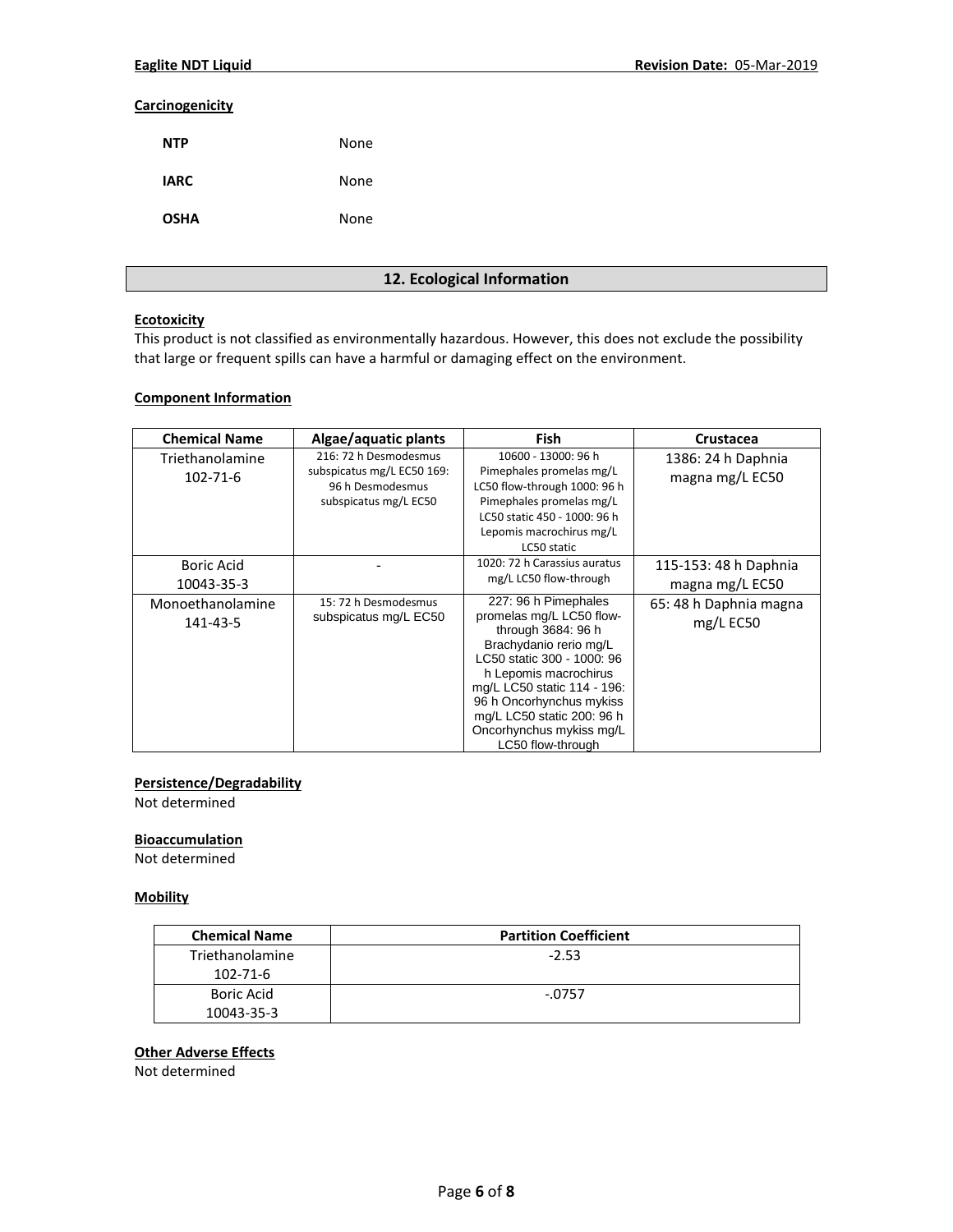**Carcinogenicity**

| | |
|---|---|
| **NTP** | None |
| **IARC** | None |
| **OSHA** | None |

## 12. Ecological Information

**Ecotoxicity**

This product is not classified as environmentally hazardous. However, this does not exclude the possibility that large or frequent spills can have a harmful or damaging effect on the environment.

**Component Information**

| Chemical Name | Algae/aquatic plants | Fish | Crustacea |
|---|---|---|---|
| Triethanolamine 102-71-6 | 216: 72 h Desmodesmus subspicatus mg/L EC50 169: 96 h Desmodesmus subspicatus mg/L EC50 | 10600 - 13000: 96 h Pimephales promelas mg/L LC50 flow-through 1000: 96 h Pimephales promelas mg/L LC50 static 450 - 1000: 96 h Lepomis macrochirus mg/L LC50 static | 1386: 24 h Daphnia magna mg/L EC50 |
| Boric Acid 10043-35-3 | - | 1020: 72 h Carassius auratus mg/L LC50 flow-through | 115-153: 48 h Daphnia magna mg/L EC50 |
| Monoethanolamine 141-43-5 | 15: 72 h Desmodesmus subspicatus mg/L EC50 | 227: 96 h Pimephales promelas mg/L LC50 flow-through 3684: 96 h Brachydanio rerio mg/L LC50 static 300 - 1000: 96 h Lepomis macrochirus mg/L LC50 static 114 - 196: 96 h Oncorhynchus mykiss mg/L LC50 static 200: 96 h Oncorhynchus mykiss mg/L LC50 flow-through | 65: 48 h Daphnia magna mg/L EC50 |

**Persistence/Degradability**

Not determined

**Bioaccumulation**

Not determined

**Mobility**

| Chemical Name | Partition Coefficient |
|---|---|
| Triethanolamine 102-71-6 | -2.53 |
| Boric Acid 10043-35-3 | -.0757 |

**Other Adverse Effects**

Not determined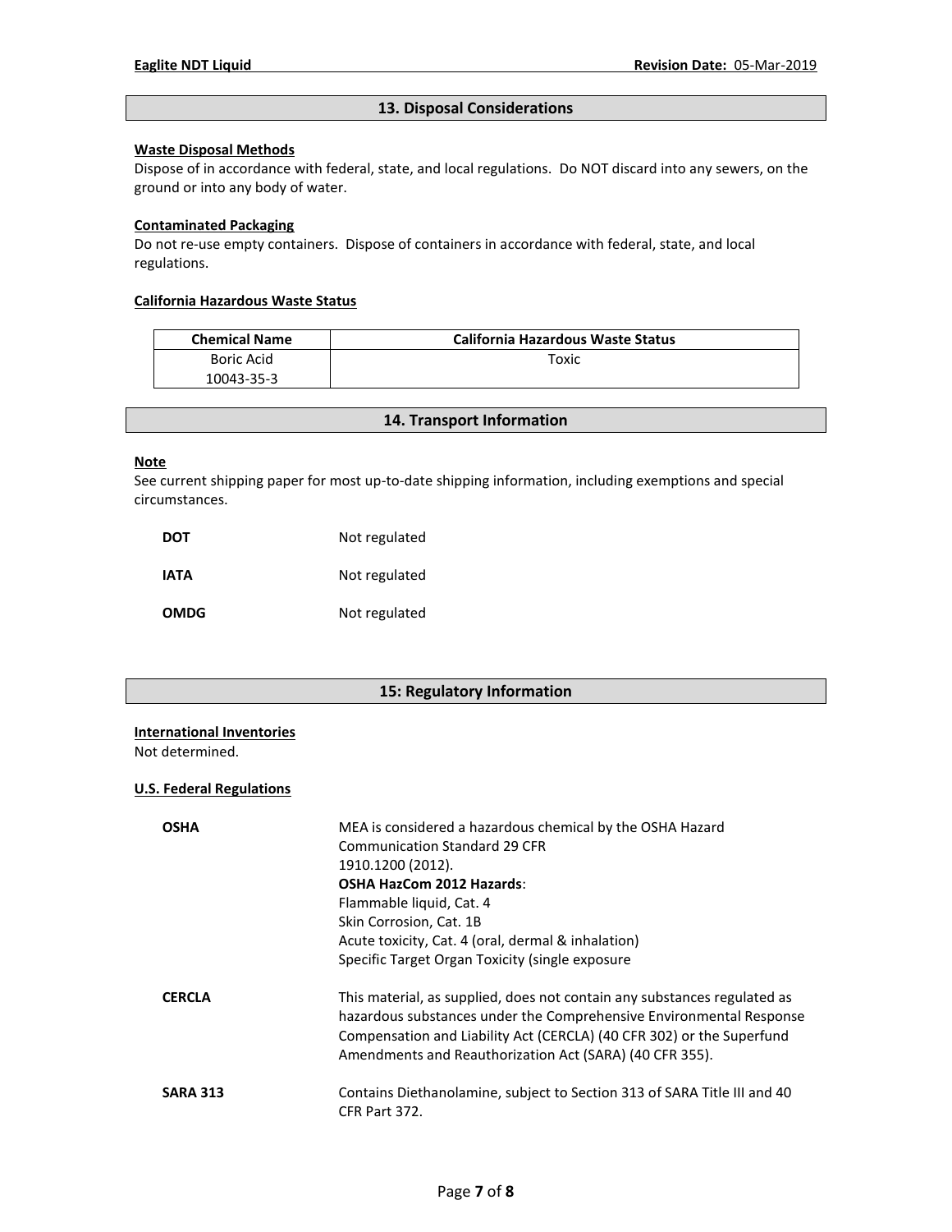## 13. Disposal Considerations

**Waste Disposal Methods**

Dispose of in accordance with federal, state, and local regulations. Do NOT discard into any sewers, on the ground or into any body of water.

**Contaminated Packaging**

Do not re-use empty containers. Dispose of containers in accordance with federal, state, and local regulations.

**California Hazardous Waste Status**

| Chemical Name | California Hazardous Waste Status |
|---|---|
| Boric Acid 10043-35-3 | Toxic |

## 14. Transport Information

**Note**

See current shipping paper for most up-to-date shipping information, including exemptions and special circumstances.

| | |
|---|---|
| **DOT** | Not regulated |
| **IATA** | Not regulated |
| **OMDG** | Not regulated |

## 15: Regulatory Information

**International Inventories**

Not determined.

**U.S. Federal Regulations**

**OSHA**

MEA is considered a hazardous chemical by the OSHA Hazard Communication Standard 29 CFR 1910.1200 (2012).

**OSHA HazCom 2012 Hazards**:
Flammable liquid, Cat. 4
Skin Corrosion, Cat. 1B
Acute toxicity, Cat. 4 (oral, dermal & inhalation)
Specific Target Organ Toxicity (single exposure

**CERCLA**

This material, as supplied, does not contain any substances regulated as hazardous substances under the Comprehensive Environmental Response Compensation and Liability Act (CERCLA) (40 CFR 302) or the Superfund Amendments and Reauthorization Act (SARA) (40 CFR 355).

**SARA 313**

Contains Diethanolamine, subject to Section 313 of SARA Title III and 40 CFR Part 372.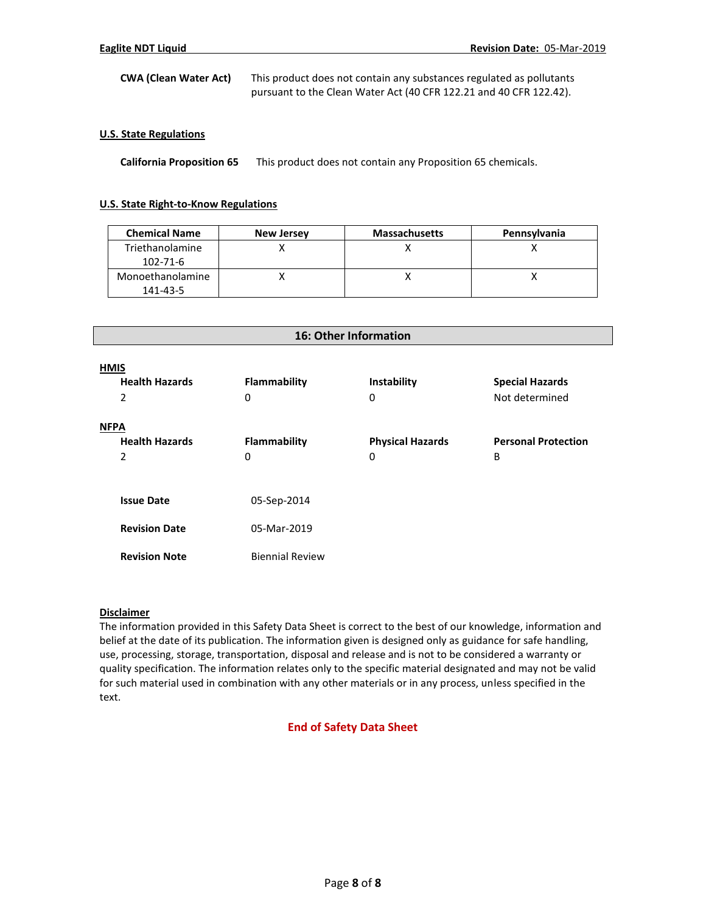**CWA (Clean Water Act)** This product does not contain any substances regulated as pollutants pursuant to the Clean Water Act (40 CFR 122.21 and 40 CFR 122.42).

**U.S. State Regulations**

**California Proposition 65** This product does not contain any Proposition 65 chemicals.

**U.S. State Right-to-Know Regulations**

| Chemical Name | New Jersey | Massachusetts | Pennsylvania |
|---|---|---|---|
| Triethanolamine 102-71-6 | X | X | X |
| Monoethanolamine 141-43-5 | X | X | X |

## 16: Other Information

**HMIS**

| Health Hazards | Flammability | Instability | Special Hazards |
|---|---|---|---|
| 2 | 0 | 0 | Not determined |

**NFPA**

| Health Hazards | Flammability | Physical Hazards | Personal Protection |
|---|---|---|---|
| 2 | 0 | 0 | B |

**Issue Date** 05-Sep-2014

**Revision Date** 05-Mar-2019

**Revision Note** Biennial Review

**Disclaimer**

The information provided in this Safety Data Sheet is correct to the best of our knowledge, information and belief at the date of its publication. The information given is designed only as guidance for safe handling, use, processing, storage, transportation, disposal and release and is not to be considered a warranty or quality specification. The information relates only to the specific material designated and may not be valid for such material used in combination with any other materials or in any process, unless specified in the text.

**End of Safety Data Sheet**